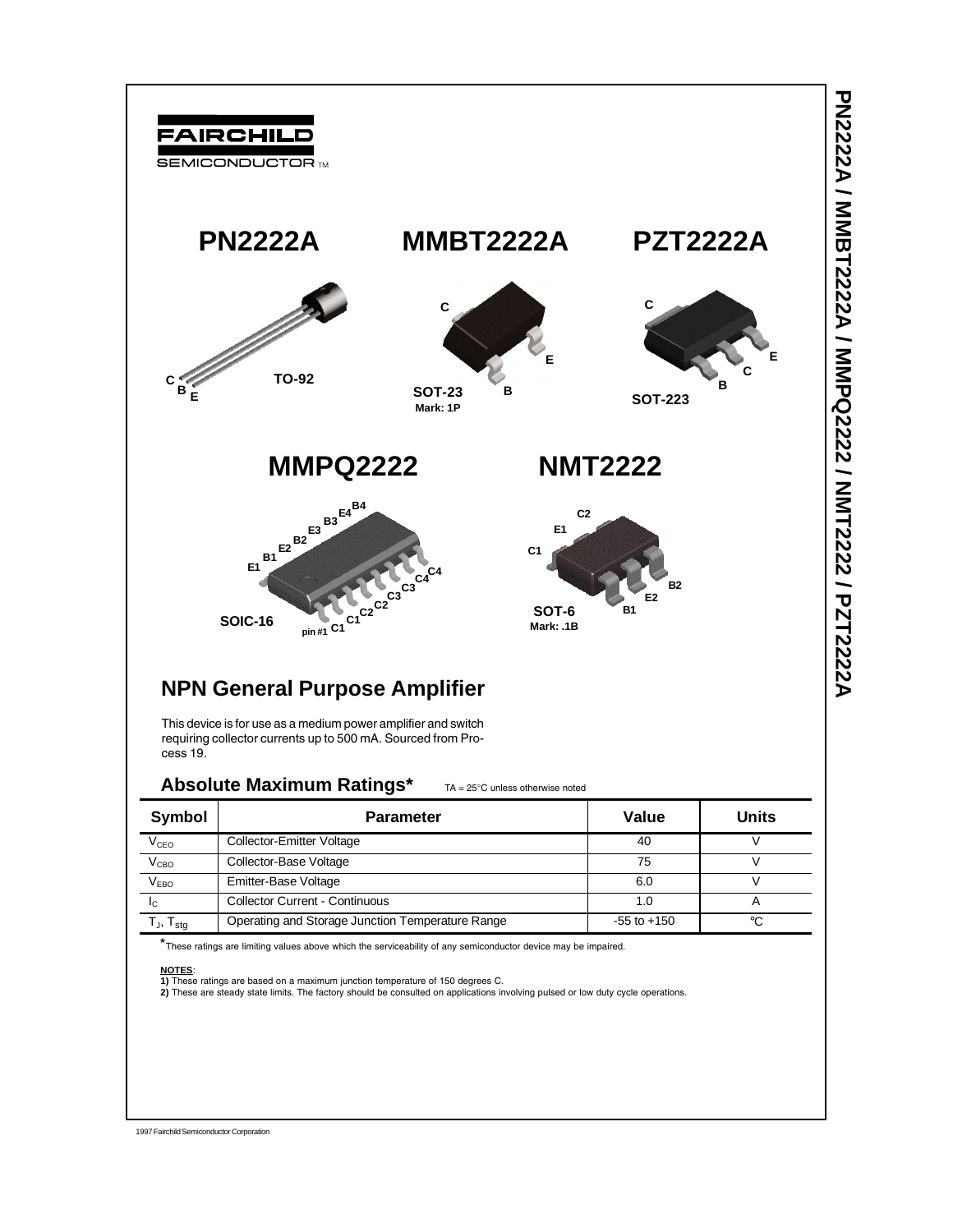FAIRCHILD
SEMICONDUCTOR ™

# PN2222A MMBT2222A PZT2222A

C B E TO-92

C E B SOT-23 Mark: 1P

C E C B SOT-223

# MMPQ2222 NMT2222

E1 B1 E2 B2 E3 B3 E4 B4 C4 C4 C3 C3 C2 C2 C1 C1 pin #1 SOIC-16

C2 E1 C1 B2 E2 B1 SOT-6 Mark: .1B

## NPN General Purpose Amplifier

This device is for use as a medium power amplifier and switch requiring collector currents up to 500 mA. Sourced from Process 19.

### Absolute Maximum Ratings*

TA = 25°C unless otherwise noted

| Symbol | Parameter | Value | Units |
|---|---|---|---|
| $V_{CEO}$ | Collector-Emitter Voltage | 40 | V |
| $V_{CBO}$ | Collector-Base Voltage | 75 | V |
| $V_{EBO}$ | Emitter-Base Voltage | 6.0 | V |
| $I_C$ | Collector Current - Continuous | 1.0 | A |
| $T_J$, $T_{stg}$ | Operating and Storage Junction Temperature Range | -55 to +150 | °C |

*These ratings are limiting values above which the serviceability of any semiconductor device may be impaired.

**NOTES**:
**1)** These ratings are based on a maximum junction temperature of 150 degrees C.
**2)** These are steady state limits. The factory should be consulted on applications involving pulsed or low duty cycle operations.

1997 Fairchild Semiconductor Corporation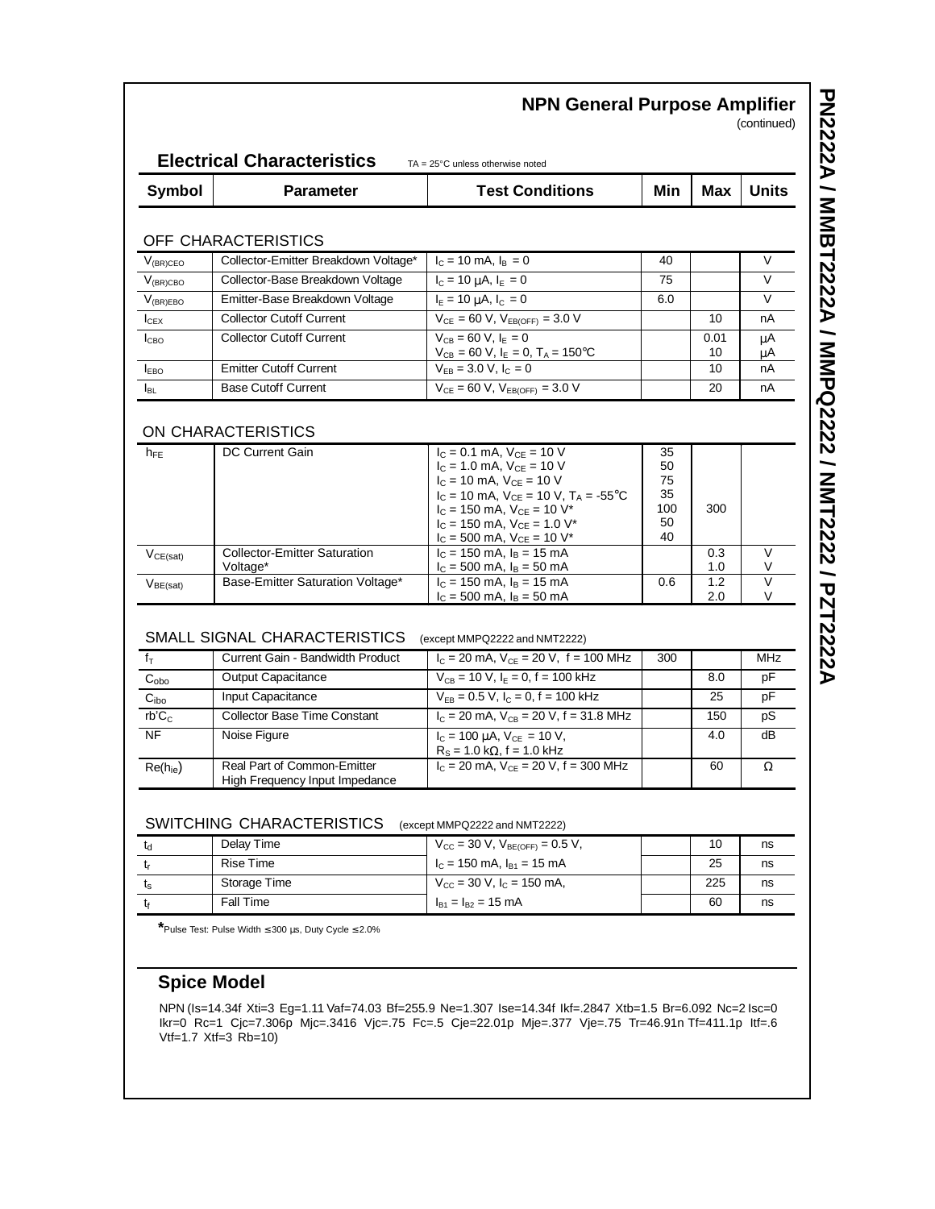## NPN General Purpose Amplifier (continued)

### Electrical Characteristics

TA = 25°C unless otherwise noted

| Symbol | Parameter | Test Conditions | Min | Max | Units |
|---|---|---|---|---|---|
| **OFF CHARACTERISTICS** | | | | | |
| $V_{(BR)CEO}$ | Collector-Emitter Breakdown Voltage* | $I_C = 10$ mA, $I_B = 0$ | 40 | | V |
| $V_{(BR)CBO}$ | Collector-Base Breakdown Voltage | $I_C = 10$ μA, $I_E = 0$ | 75 | | V |
| $V_{(BR)EBO}$ | Emitter-Base Breakdown Voltage | $I_E = 10$ μA, $I_C = 0$ | 6.0 | | V |
| $I_{CEX}$ | Collector Cutoff Current | $V_{CE} = 60$ V, $V_{EB(OFF)} = 3.0$ V | | 10 | nA |
| $I_{CBO}$ | Collector Cutoff Current | $V_{CB} = 60$ V, $I_E = 0$<br>$V_{CB} = 60$ V, $I_E = 0$, $T_A = 150$°C | | 0.01<br>10 | μA<br>μA |
| $I_{EBO}$ | Emitter Cutoff Current | $V_{EB} = 3.0$ V, $I_C = 0$ | | 10 | nA |
| $I_{BL}$ | Base Cutoff Current | $V_{CE} = 60$ V, $V_{EB(OFF)} = 3.0$ V | | 20 | nA |
| **ON CHARACTERISTICS** | | | | | |
| $h_{FE}$ | DC Current Gain | $I_C = 0.1$ mA, $V_{CE} = 10$ V<br>$I_C = 1.0$ mA, $V_{CE} = 10$ V<br>$I_C = 10$ mA, $V_{CE} = 10$ V<br>$I_C = 10$ mA, $V_{CE} = 10$ V, $T_A = -55$°C<br>$I_C = 150$ mA, $V_{CE} = 10$ V*<br>$I_C = 150$ mA, $V_{CE} = 1.0$ V*<br>$I_C = 500$ mA, $V_{CE} = 10$ V* | 35<br>50<br>75<br>35<br>100<br>50<br>40 | <br><br><br><br>300<br><br> | |
| $V_{CE(sat)}$ | Collector-Emitter Saturation Voltage* | $I_C = 150$ mA, $I_B = 15$ mA<br>$I_C = 500$ mA, $I_B = 50$ mA | | 0.3<br>1.0 | V<br>V |
| $V_{BE(sat)}$ | Base-Emitter Saturation Voltage* | $I_C = 150$ mA, $I_B = 15$ mA<br>$I_C = 500$ mA, $I_B = 50$ mA | 0.6 | 1.2<br>2.0 | V<br>V |
| **SMALL SIGNAL CHARACTERISTICS** (except MMPQ2222 and NMT2222) | | | | | |
| $f_T$ | Current Gain - Bandwidth Product | $I_C = 20$ mA, $V_{CE} = 20$ V, f = 100 MHz | 300 | | MHz |
| $C_{obo}$ | Output Capacitance | $V_{CB} = 10$ V, $I_E = 0$, f = 100 kHz | | 8.0 | pF |
| $C_{ibo}$ | Input Capacitance | $V_{EB} = 0.5$ V, $I_C = 0$, f = 100 kHz | | 25 | pF |
| $rb'C_C$ | Collector Base Time Constant | $I_C = 20$ mA, $V_{CB} = 20$ V, f = 31.8 MHz | | 150 | pS |
| NF | Noise Figure | $I_C = 100$ μA, $V_{CE} = 10$ V, $R_S = 1.0$ kΩ, f = 1.0 kHz | | 4.0 | dB |
| $Re(h_{ie})$ | Real Part of Common-Emitter High Frequency Input Impedance | $I_C = 20$ mA, $V_{CE} = 20$ V, f = 300 MHz | | 60 | Ω |
| **SWITCHING CHARACTERISTICS** (except MMPQ2222 and NMT2222) | | | | | |
| $t_d$ | Delay Time | $V_{CC} = 30$ V, $V_{BE(OFF)} = 0.5$ V, | | 10 | ns |
| $t_r$ | Rise Time | $I_C = 150$ mA, $I_{B1} = 15$ mA | | 25 | ns |
| $t_s$ | Storage Time | $V_{CC} = 30$ V, $I_C = 150$ mA, | | 225 | ns |
| $t_f$ | Fall Time | $I_{B1} = I_{B2} = 15$ mA | | 60 | ns |

*Pulse Test: Pulse Width ≤ 300 μs, Duty Cycle ≤ 2.0%

### Spice Model

NPN (Is=14.34f Xti=3 Eg=1.11 Vaf=74.03 Bf=255.9 Ne=1.307 Ise=14.34f Ikf=.2847 Xtb=1.5 Br=6.092 Nc=2 Isc=0 Ikr=0 Rc=1 Cjc=7.306p Mjc=.3416 Vjc=.75 Fc=.5 Cje=22.01p Mje=.377 Vje=.75 Tr=46.91n Tf=411.1p Itf=.6 Vtf=1.7 Xtf=3 Rb=10)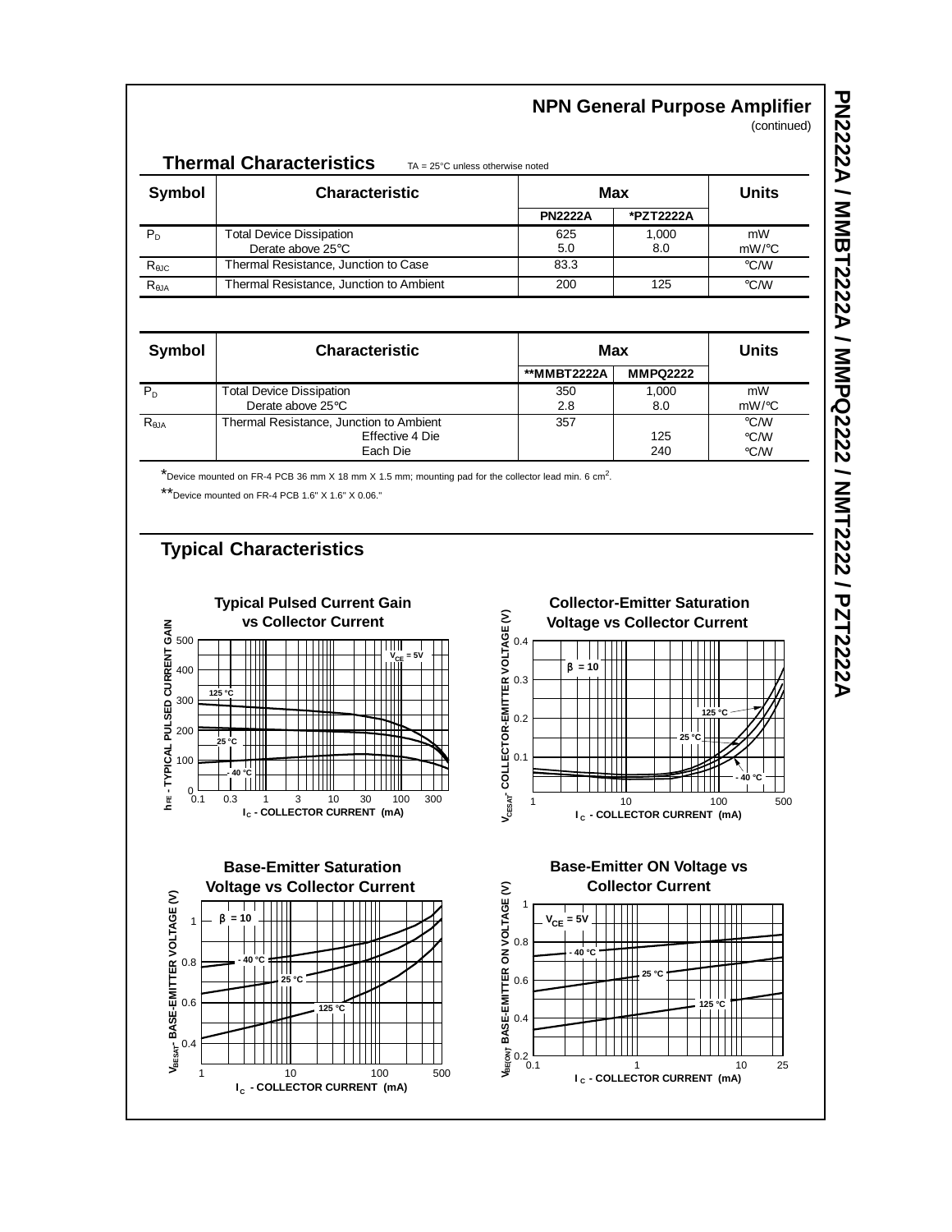## NPN General Purpose Amplifier
(continued)

### Thermal Characteristics
TA = 25°C unless otherwise noted

| Symbol | Characteristic | Max | | Units |
|---|---|---|---|---|
| | | PN2222A | *PZT2222A | |
| $P_D$ | Total Device Dissipation<br>Derate above 25°C | 625<br>5.0 | 1,000<br>8.0 | mW<br>mW/°C |
| $R_{\theta JC}$ | Thermal Resistance, Junction to Case | 83.3 | | °C/W |
| $R_{\theta JA}$ | Thermal Resistance, Junction to Ambient | 200 | 125 | °C/W |

| Symbol | Characteristic | Max | | Units |
|---|---|---|---|---|
| | | **MMBT2222A | MMPQ2222 | |
| $P_D$ | Total Device Dissipation<br>Derate above 25°C | 350<br>2.8 | 1,000<br>8.0 | mW<br>mW/°C |
| $R_{\theta JA}$ | Thermal Resistance, Junction to Ambient<br>Effective 4 Die<br>Each Die | 357 | <br>125<br>240 | °C/W<br>°C/W<br>°C/W |

*Device mounted on FR-4 PCB 36 mm X 18 mm X 1.5 mm; mounting pad for the collector lead min. 6 $cm^2$.

**Device mounted on FR-4 PCB 1.6" X 1.6" X 0.06."

### Typical Characteristics

Typical Pulsed Current Gain vs Collector Current

Collector-Emitter Saturation Voltage vs Collector Current

Base-Emitter Saturation Voltage vs Collector Current

Base-Emitter ON Voltage vs Collector Current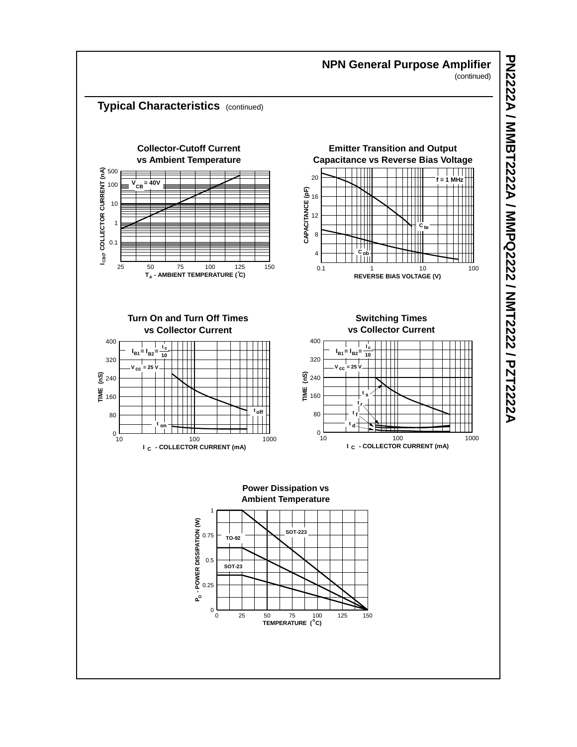## Typical Characteristics (continued)

### Collector-Cutoff Current vs Ambient Temperature

$V_{CB} = 40V$

$I_{CBO}$ COLLECTOR CURRENT (nA): 0.1, 1, 10, 100, 500

$T_A$ - AMBIENT TEMPERATURE (°C): 25, 50, 75, 100, 125, 150

### Emitter Transition and Output Capacitance vs Reverse Bias Voltage

f = 1 MHz

$C_{te}$, $C_{ob}$

CAPACITANCE (pF): 4, 8, 12, 16, 20

REVERSE BIAS VOLTAGE (V): 0.1, 1, 10, 100

### Turn On and Turn Off Times vs Collector Current

$I_{B1} = I_{B2} = \frac{I_C}{10}$

$V_{CC} = 25$ V

$t_{off}$, $t_{on}$

TIME (nS): 0, 80, 160, 240, 320, 400

$I_C$ - COLLECTOR CURRENT (mA): 10, 100, 1000

### Switching Times vs Collector Current

$I_{B1} = I_{B2} = \frac{I_C}{10}$

$V_{CC} = 25$ V

$t_s$, $t_r$, $t_f$, $t_d$

TIME (nS): 0, 80, 160, 240, 320, 400

$I_C$ - COLLECTOR CURRENT (mA): 10, 100, 1000

### Power Dissipation vs Ambient Temperature

SOT-223, TO-92, SOT-23

$P_D$ - POWER DISSIPATION (W): 0, 0.25, 0.5, 0.75, 1

TEMPERATURE (°C): 0, 25, 50, 75, 100, 125, 150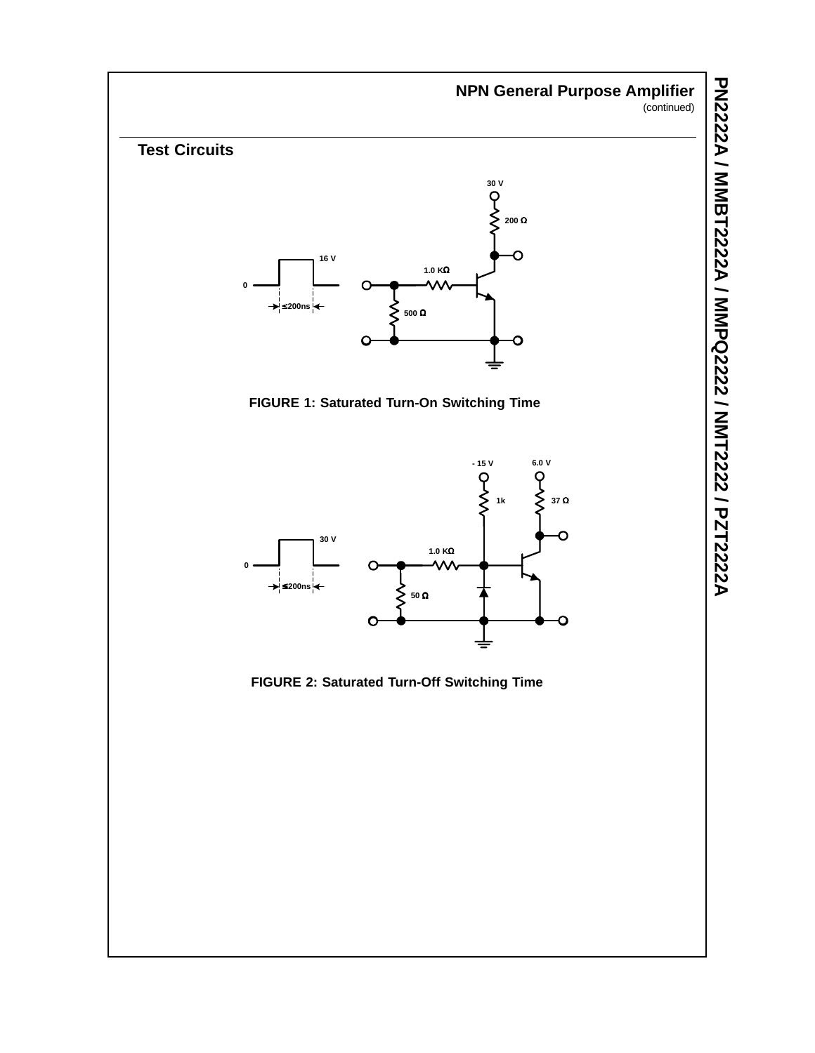## Test Circuits

FIGURE 1: Saturated Turn-On Switching Time

FIGURE 2: Saturated Turn-Off Switching Time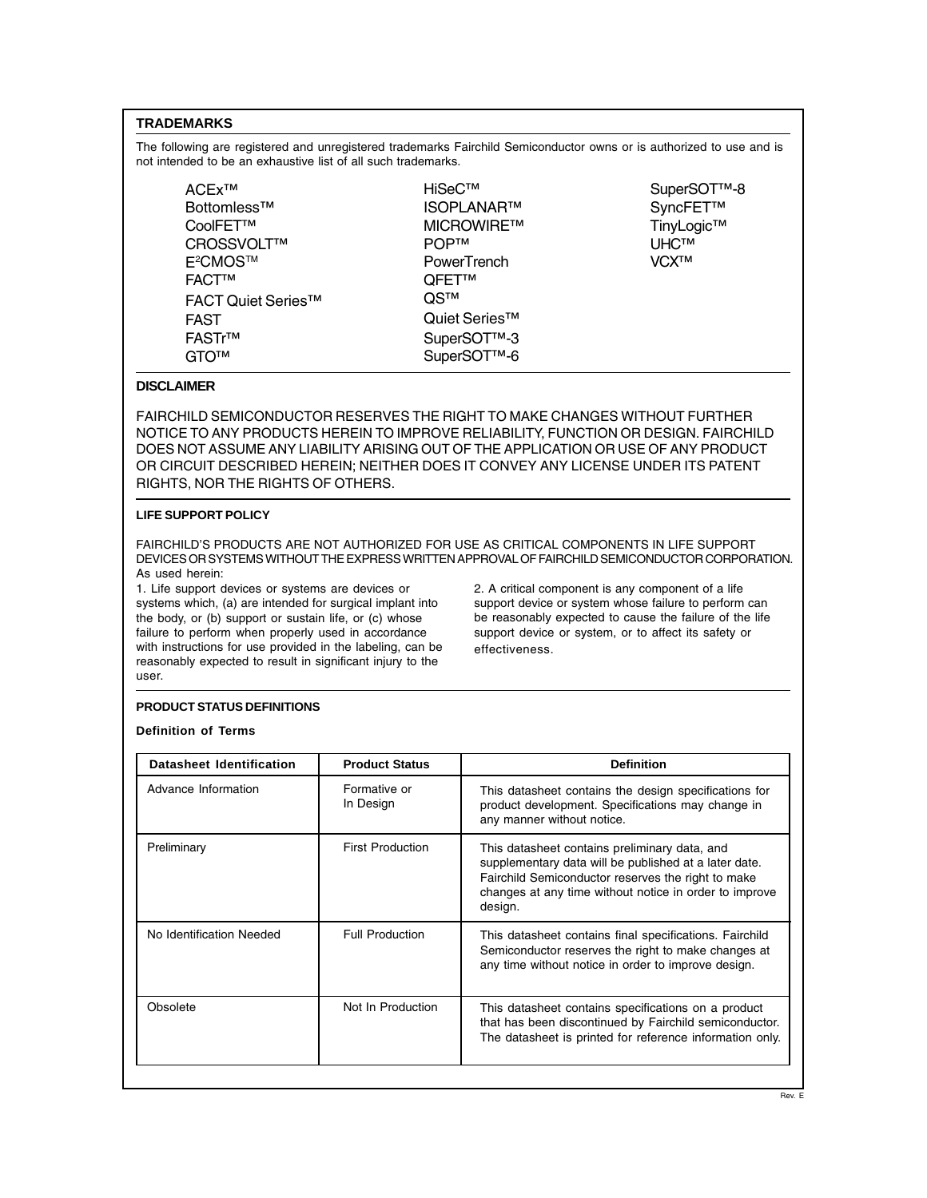## TRADEMARKS

The following are registered and unregistered trademarks Fairchild Semiconductor owns or is authorized to use and is not intended to be an exhaustive list of all such trademarks.

ACEx™
Bottomless™
CoolFET™
CROSSVOLT™
E²CMOS™
FACT™
FACT Quiet Series™
FAST
FASTr™
GTO™
HiSeC™
ISOPLANAR™
MICROWIRE™
POP™
PowerTrench
QFET™
QS™
Quiet Series™
SuperSOT™-3
SuperSOT™-6
SuperSOT™-8
SyncFET™
TinyLogic™
UHC™
VCX™

## DISCLAIMER

FAIRCHILD SEMICONDUCTOR RESERVES THE RIGHT TO MAKE CHANGES WITHOUT FURTHER NOTICE TO ANY PRODUCTS HEREIN TO IMPROVE RELIABILITY, FUNCTION OR DESIGN. FAIRCHILD DOES NOT ASSUME ANY LIABILITY ARISING OUT OF THE APPLICATION OR USE OF ANY PRODUCT OR CIRCUIT DESCRIBED HEREIN; NEITHER DOES IT CONVEY ANY LICENSE UNDER ITS PATENT RIGHTS, NOR THE RIGHTS OF OTHERS.

## LIFE SUPPORT POLICY

FAIRCHILD'S PRODUCTS ARE NOT AUTHORIZED FOR USE AS CRITICAL COMPONENTS IN LIFE SUPPORT DEVICES OR SYSTEMS WITHOUT THE EXPRESS WRITTEN APPROVAL OF FAIRCHILD SEMICONDUCTOR CORPORATION.
As used herein:

1. Life support devices or systems are devices or systems which, (a) are intended for surgical implant into the body, or (b) support or sustain life, or (c) whose failure to perform when properly used in accordance with instructions for use provided in the labeling, can be reasonably expected to result in significant injury to the user.

2. A critical component is any component of a life support device or system whose failure to perform can be reasonably expected to cause the failure of the life support device or system, or to affect its safety or effectiveness.

## PRODUCT STATUS DEFINITIONS

### Definition of Terms

| Datasheet Identification | Product Status | Definition |
|---|---|---|
| Advance Information | Formative or In Design | This datasheet contains the design specifications for product development. Specifications may change in any manner without notice. |
| Preliminary | First Production | This datasheet contains preliminary data, and supplementary data will be published at a later date. Fairchild Semiconductor reserves the right to make changes at any time without notice in order to improve design. |
| No Identification Needed | Full Production | This datasheet contains final specifications. Fairchild Semiconductor reserves the right to make changes at any time without notice in order to improve design. |
| Obsolete | Not In Production | This datasheet contains specifications on a product that has been discontinued by Fairchild semiconductor. The datasheet is printed for reference information only. |

Rev. E